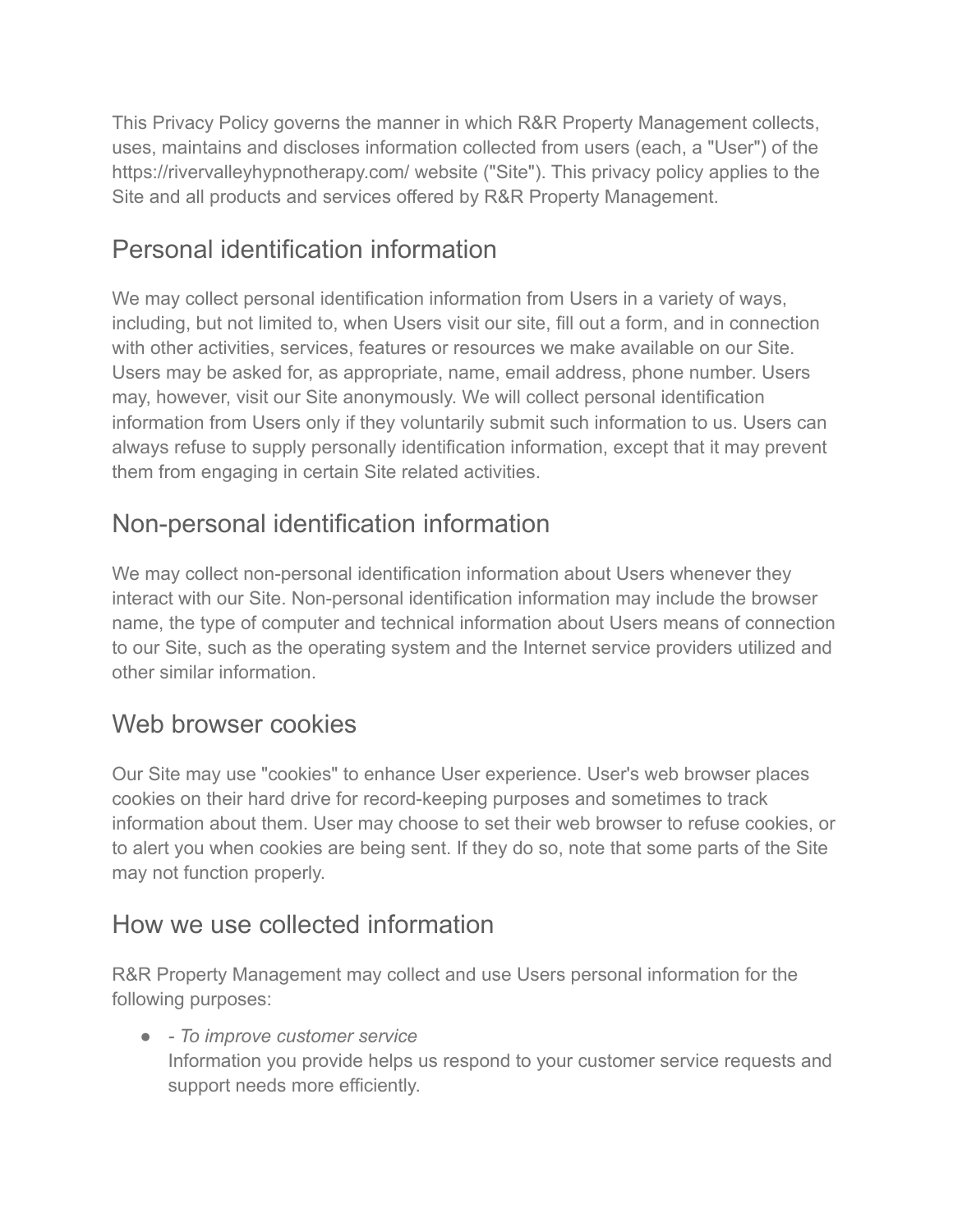This Privacy Policy governs the manner in which R&R Property Management collects, uses, maintains and discloses information collected from users (each, a "User") of the https://rivervalleyhypnotherapy.com/ website ("Site"). This privacy policy applies to the Site and all products and services offered by R&R Property Management.

## Personal identification information

We may collect personal identification information from Users in a variety of ways, including, but not limited to, when Users visit our site, fill out a form, and in connection with other activities, services, features or resources we make available on our Site. Users may be asked for, as appropriate, name, email address, phone number. Users may, however, visit our Site anonymously. We will collect personal identification information from Users only if they voluntarily submit such information to us. Users can always refuse to supply personally identification information, except that it may prevent them from engaging in certain Site related activities.

## Non-personal identification information

We may collect non-personal identification information about Users whenever they interact with our Site. Non-personal identification information may include the browser name, the type of computer and technical information about Users means of connection to our Site, such as the operating system and the Internet service providers utilized and other similar information.

## Web browser cookies

Our Site may use "cookies" to enhance User experience. User's web browser places cookies on their hard drive for record-keeping purposes and sometimes to track information about them. User may choose to set their web browser to refuse cookies, or to alert you when cookies are being sent. If they do so, note that some parts of the Site may not function properly.

## How we use collected information

R&R Property Management may collect and use Users personal information for the following purposes:

- *- To improve customer service*
  Information you provide helps us respond to your customer service requests and support needs more efficiently.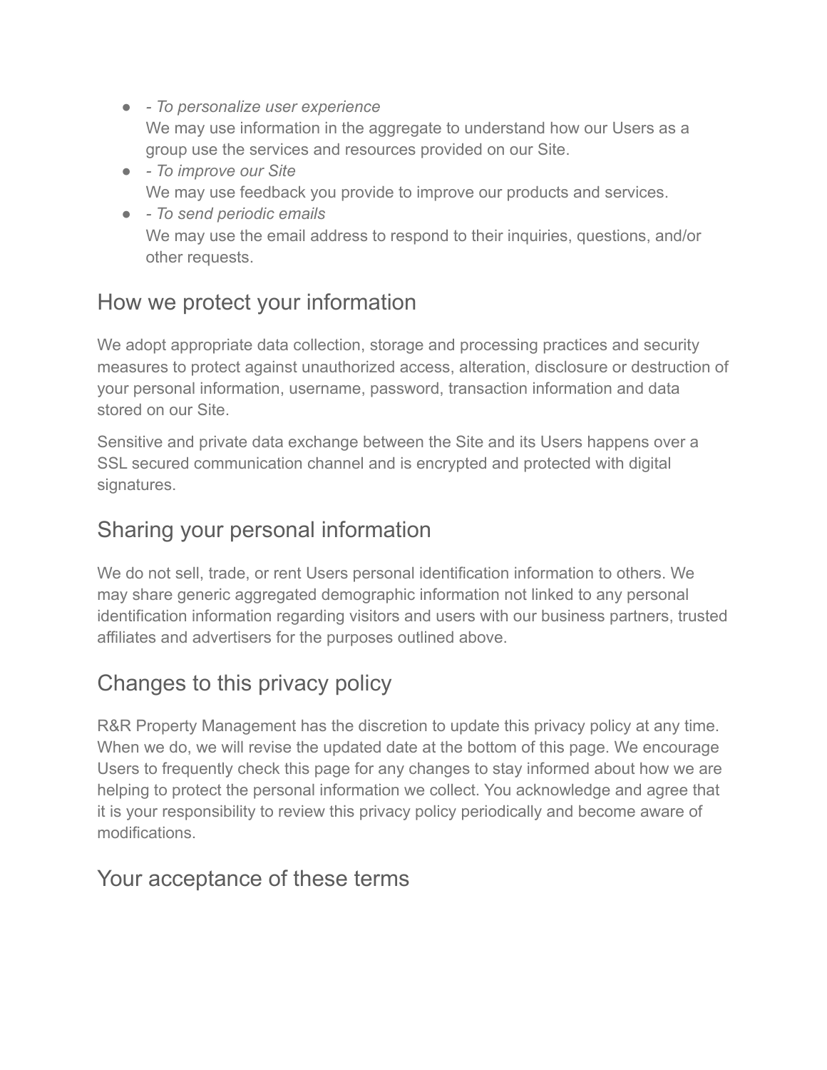- *- To personalize user experience*
  We may use information in the aggregate to understand how our Users as a group use the services and resources provided on our Site.
- *- To improve our Site*
  We may use feedback you provide to improve our products and services.
- *- To send periodic emails*
  We may use the email address to respond to their inquiries, questions, and/or other requests.

## How we protect your information

We adopt appropriate data collection, storage and processing practices and security measures to protect against unauthorized access, alteration, disclosure or destruction of your personal information, username, password, transaction information and data stored on our Site.

Sensitive and private data exchange between the Site and its Users happens over a SSL secured communication channel and is encrypted and protected with digital signatures.

## Sharing your personal information

We do not sell, trade, or rent Users personal identification information to others. We may share generic aggregated demographic information not linked to any personal identification information regarding visitors and users with our business partners, trusted affiliates and advertisers for the purposes outlined above.

## Changes to this privacy policy

R&R Property Management has the discretion to update this privacy policy at any time. When we do, we will revise the updated date at the bottom of this page. We encourage Users to frequently check this page for any changes to stay informed about how we are helping to protect the personal information we collect. You acknowledge and agree that it is your responsibility to review this privacy policy periodically and become aware of modifications.

## Your acceptance of these terms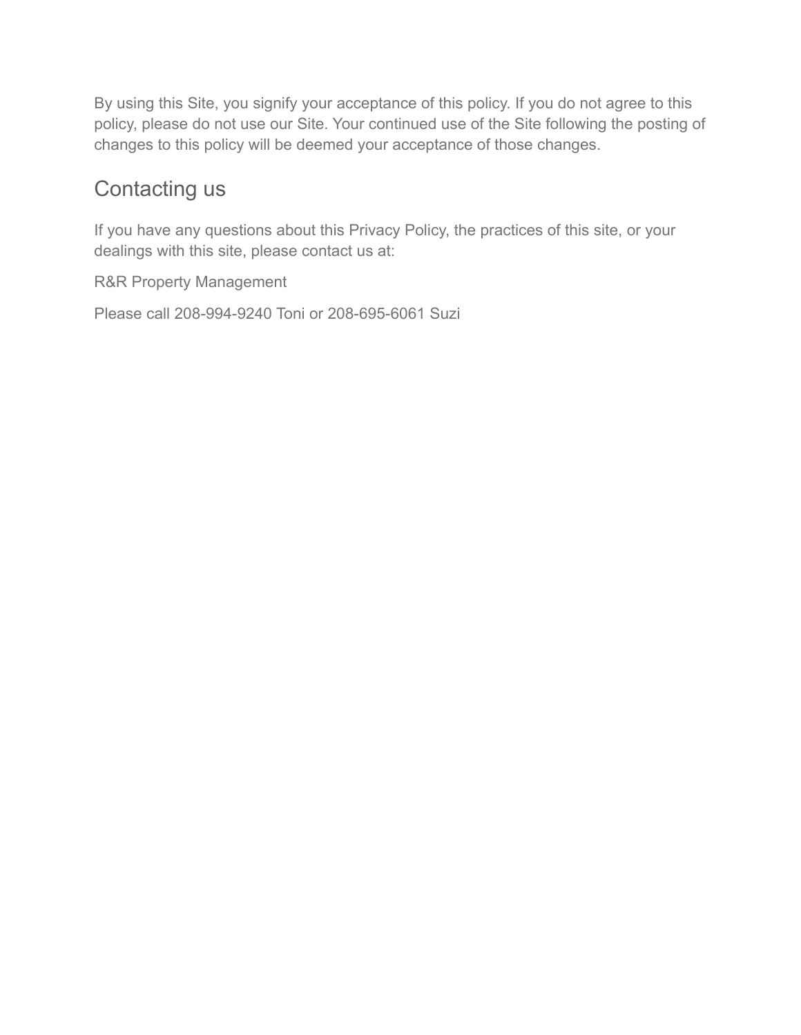By using this Site, you signify your acceptance of this policy. If you do not agree to this policy, please do not use our Site. Your continued use of the Site following the posting of changes to this policy will be deemed your acceptance of those changes.

## Contacting us

If you have any questions about this Privacy Policy, the practices of this site, or your dealings with this site, please contact us at:

R&R Property Management

Please call 208-994-9240 Toni or 208-695-6061 Suzi